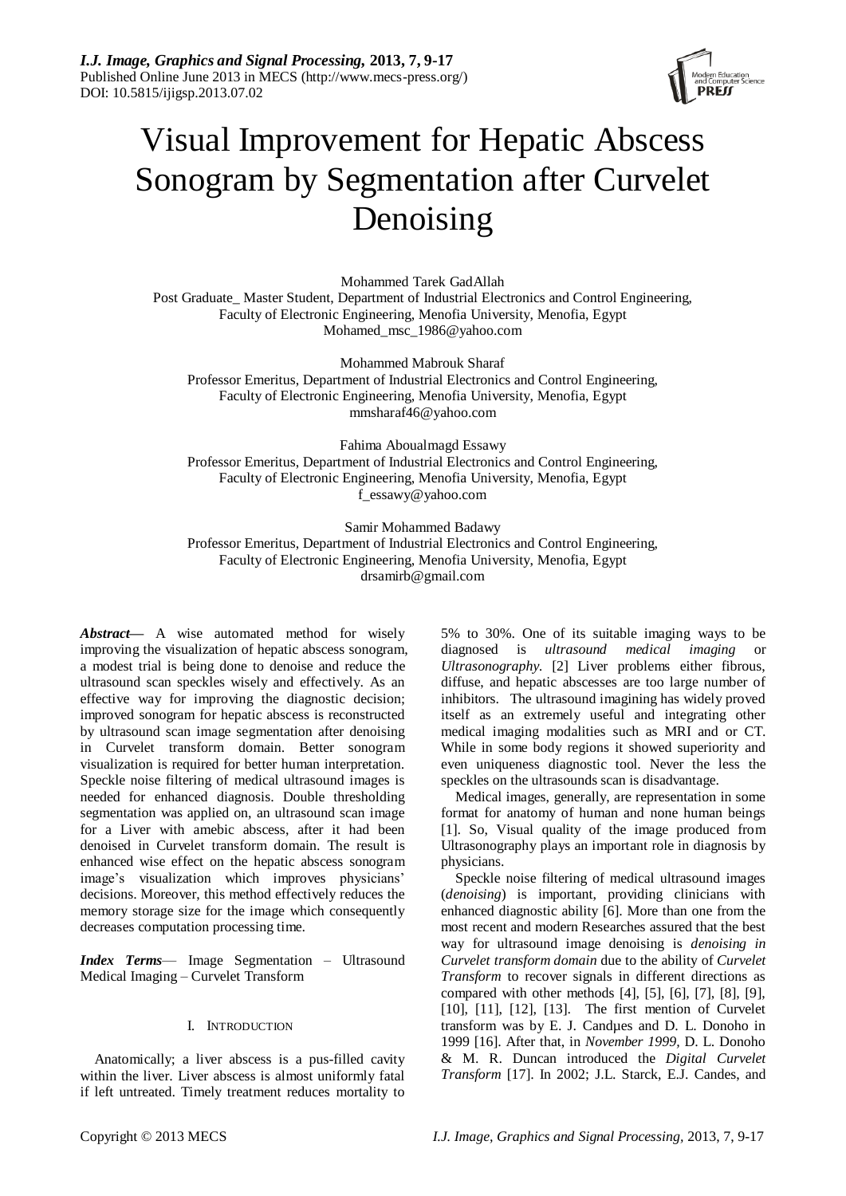# Visual Improvement for Hepatic Abscess Sonogram by Segmentation after Curvelet Denoising

Mohammed Tarek GadAllah
Post Graduate_ Master Student, Department of Industrial Electronics and Control Engineering, Faculty of Electronic Engineering, Menofia University, Menofia, Egypt
Mohamed_msc_1986@yahoo.com

Mohammed Mabrouk Sharaf
Professor Emeritus, Department of Industrial Electronics and Control Engineering, Faculty of Electronic Engineering, Menofia University, Menofia, Egypt
mmsharaf46@yahoo.com

Fahima Aboualmagd Essawy
Professor Emeritus, Department of Industrial Electronics and Control Engineering, Faculty of Electronic Engineering, Menofia University, Menofia, Egypt
f_essawy@yahoo.com

Samir Mohammed Badawy
Professor Emeritus, Department of Industrial Electronics and Control Engineering, Faculty of Electronic Engineering, Menofia University, Menofia, Egypt
drsamirb@gmail.com

***Abstract*—** A wise automated method for wisely improving the visualization of hepatic abscess sonogram, a modest trial is being done to denoise and reduce the ultrasound scan speckles wisely and effectively. As an effective way for improving the diagnostic decision; improved sonogram for hepatic abscess is reconstructed by ultrasound scan image segmentation after denoising in Curvelet transform domain. Better sonogram visualization is required for better human interpretation. Speckle noise filtering of medical ultrasound images is needed for enhanced diagnosis. Double thresholding segmentation was applied on, an ultrasound scan image for a Liver with amebic abscess, after it had been denoised in Curvelet transform domain. The result is enhanced wise effect on the hepatic abscess sonogram image's visualization which improves physicians' decisions. Moreover, this method effectively reduces the memory storage size for the image which consequently decreases computation processing time.

***Index Terms*—** Image Segmentation – Ultrasound Medical Imaging – Curvelet Transform

## I. Introduction

Anatomically; a liver abscess is a pus-filled cavity within the liver. Liver abscess is almost uniformly fatal if left untreated. Timely treatment reduces mortality to 5% to 30%. One of its suitable imaging ways to be diagnosed is *ultrasound medical imaging* or *Ultrasonography.* [2] Liver problems either fibrous, diffuse, and hepatic abscesses are too large number of inhibitors. The ultrasound imagining has widely proved itself as an extremely useful and integrating other medical imaging modalities such as MRI and or CT. While in some body regions it showed superiority and even uniqueness diagnostic tool. Never the less the speckles on the ultrasounds scan is disadvantage.

Medical images, generally, are representation in some format for anatomy of human and none human beings [1]. So, Visual quality of the image produced from Ultrasonography plays an important role in diagnosis by physicians.

Speckle noise filtering of medical ultrasound images (*denoising*) is important, providing clinicians with enhanced diagnostic ability [6]. More than one from the most recent and modern Researches assured that the best way for ultrasound image denoising is *denoising in Curvelet transform domain* due to the ability of *Curvelet Transform* to recover signals in different directions as compared with other methods [4], [5], [6], [7], [8], [9], [10], [11], [12], [13]. The first mention of Curvelet transform was by E. J. Candµes and D. L. Donoho in 1999 [16]. After that, in *November 1999*, D. L. Donoho & M. R. Duncan introduced the *Digital Curvelet Transform* [17]. In 2002; J.L. Starck, E.J. Candes, and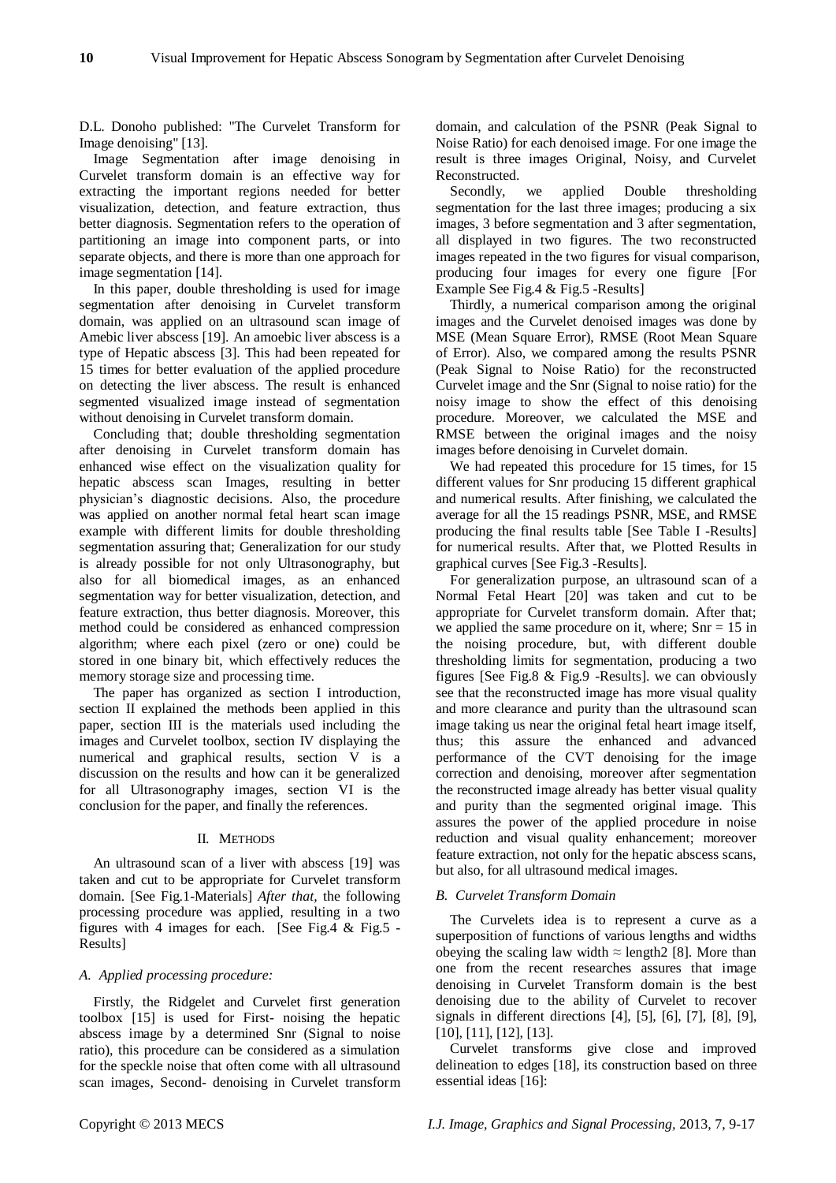D.L. Donoho published: "The Curvelet Transform for Image denoising" [13].

Image Segmentation after image denoising in Curvelet transform domain is an effective way for extracting the important regions needed for better visualization, detection, and feature extraction, thus better diagnosis. Segmentation refers to the operation of partitioning an image into component parts, or into separate objects, and there is more than one approach for image segmentation [14].

In this paper, double thresholding is used for image segmentation after denoising in Curvelet transform domain, was applied on an ultrasound scan image of Amebic liver abscess [19]. An amoebic liver abscess is a type of Hepatic abscess [3]. This had been repeated for 15 times for better evaluation of the applied procedure on detecting the liver abscess. The result is enhanced segmented visualized image instead of segmentation without denoising in Curvelet transform domain.

Concluding that; double thresholding segmentation after denoising in Curvelet transform domain has enhanced wise effect on the visualization quality for hepatic abscess scan Images, resulting in better physician's diagnostic decisions. Also, the procedure was applied on another normal fetal heart scan image example with different limits for double thresholding segmentation assuring that; Generalization for our study is already possible for not only Ultrasonography, but also for all biomedical images, as an enhanced segmentation way for better visualization, detection, and feature extraction, thus better diagnosis. Moreover, this method could be considered as enhanced compression algorithm; where each pixel (zero or one) could be stored in one binary bit, which effectively reduces the memory storage size and processing time.

The paper has organized as section I introduction, section II explained the methods been applied in this paper, section III is the materials used including the images and Curvelet toolbox, section IV displaying the numerical and graphical results, section V is a discussion on the results and how can it be generalized for all Ultrasonography images, section VI is the conclusion for the paper, and finally the references.

## II. METHODS

An ultrasound scan of a liver with abscess [19] was taken and cut to be appropriate for Curvelet transform domain. [See Fig.1-Materials] *After that*, the following processing procedure was applied, resulting in a two figures with 4 images for each. [See Fig.4 & Fig.5 -Results]

### *A. Applied processing procedure:*

Firstly, the Ridgelet and Curvelet first generation toolbox [15] is used for First- noising the hepatic abscess image by a determined Snr (Signal to noise ratio), this procedure can be considered as a simulation for the speckle noise that often come with all ultrasound scan images, Second- denoising in Curvelet transform domain, and calculation of the PSNR (Peak Signal to Noise Ratio) for each denoised image. For one image the result is three images Original, Noisy, and Curvelet Reconstructed.

Secondly, we applied Double thresholding segmentation for the last three images; producing a six images, 3 before segmentation and 3 after segmentation, all displayed in two figures. The two reconstructed images repeated in the two figures for visual comparison, producing four images for every one figure [For Example See Fig.4 & Fig.5 -Results]

Thirdly, a numerical comparison among the original images and the Curvelet denoised images was done by MSE (Mean Square Error), RMSE (Root Mean Square of Error). Also, we compared among the results PSNR (Peak Signal to Noise Ratio) for the reconstructed Curvelet image and the Snr (Signal to noise ratio) for the noisy image to show the effect of this denoising procedure. Moreover, we calculated the MSE and RMSE between the original images and the noisy images before denoising in Curvelet domain.

We had repeated this procedure for 15 times, for 15 different values for Snr producing 15 different graphical and numerical results. After finishing, we calculated the average for all the 15 readings PSNR, MSE, and RMSE producing the final results table [See Table I -Results] for numerical results. After that, we Plotted Results in graphical curves [See Fig.3 -Results].

For generalization purpose, an ultrasound scan of a Normal Fetal Heart [20] was taken and cut to be appropriate for Curvelet transform domain. After that; we applied the same procedure on it, where; Snr = 15 in the noising procedure, but, with different double thresholding limits for segmentation, producing a two figures [See Fig.8 & Fig.9 -Results]. we can obviously see that the reconstructed image has more visual quality and more clearance and purity than the ultrasound scan image taking us near the original fetal heart image itself, thus; this assure the enhanced and advanced performance of the CVT denoising for the image correction and denoising, moreover after segmentation the reconstructed image already has better visual quality and purity than the segmented original image. This assures the power of the applied procedure in noise reduction and visual quality enhancement; moreover feature extraction, not only for the hepatic abscess scans, but also, for all ultrasound medical images.

### *B. Curvelet Transform Domain*

The Curvelets idea is to represent a curve as a superposition of functions of various lengths and widths obeying the scaling law width ≈ length2 [8]. More than one from the recent researches assures that image denoising in Curvelet Transform domain is the best denoising due to the ability of Curvelet to recover signals in different directions [4], [5], [6], [7], [8], [9], [10], [11], [12], [13].

Curvelet transforms give close and improved delineation to edges [18], its construction based on three essential ideas [16]: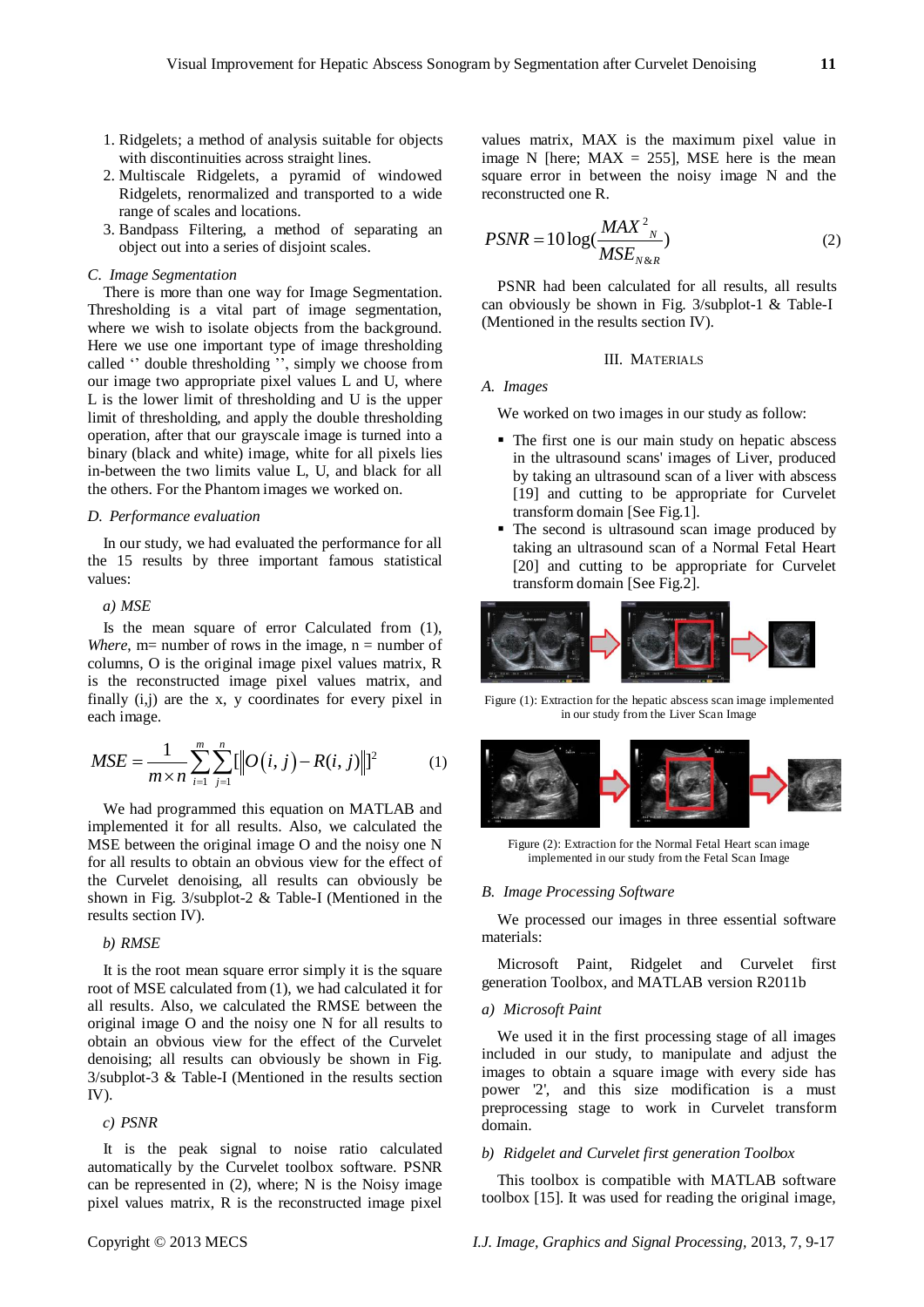1. Ridgelets; a method of analysis suitable for objects with discontinuities across straight lines.
2. Multiscale Ridgelets, a pyramid of windowed Ridgelets, renormalized and transported to a wide range of scales and locations.
3. Bandpass Filtering, a method of separating an object out into a series of disjoint scales.

### C. Image Segmentation

There is more than one way for Image Segmentation. Thresholding is a vital part of image segmentation, where we wish to isolate objects from the background. Here we use one important type of image thresholding called '' double thresholding '', simply we choose from our image two appropriate pixel values L and U, where L is the lower limit of thresholding and U is the upper limit of thresholding, and apply the double thresholding operation, after that our grayscale image is turned into a binary (black and white) image, white for all pixels lies in-between the two limits value L, U, and black for all the others. For the Phantom images we worked on.

### D. Performance evaluation

In our study, we had evaluated the performance for all the 15 results by three important famous statistical values:

*a) MSE*

Is the mean square of error Calculated from (1), *Where*, m= number of rows in the image, n = number of columns, O is the original image pixel values matrix, R is the reconstructed image pixel values matrix, and finally (i,j) are the x, y coordinates for every pixel in each image.

$$MSE = \frac{1}{m \times n} \sum_{i=1}^{m} \sum_{j=1}^{n} [\| O(i,j) - R(i,j) \|]^2 \qquad (1)$$

We had programmed this equation on MATLAB and implemented it for all results. Also, we calculated the MSE between the original image O and the noisy one N for all results to obtain an obvious view for the effect of the Curvelet denoising, all results can obviously be shown in Fig. 3/subplot-2 & Table-I (Mentioned in the results section IV).

*b) RMSE*

It is the root mean square error simply it is the square root of MSE calculated from (1), we had calculated it for all results. Also, we calculated the RMSE between the original image O and the noisy one N for all results to obtain an obvious view for the effect of the Curvelet denoising; all results can obviously be shown in Fig. 3/subplot-3 & Table-I (Mentioned in the results section IV).

*c) PSNR*

It is the peak signal to noise ratio calculated automatically by the Curvelet toolbox software. PSNR can be represented in (2), where; N is the Noisy image pixel values matrix, R is the reconstructed image pixel values matrix, MAX is the maximum pixel value in image N [here; MAX = 255], MSE here is the mean square error in between the noisy image N and the reconstructed one R.

$$PSNR = 10\log\left(\frac{MAX^2_N}{MSE_{N\&R}}\right) \qquad (2)$$

PSNR had been calculated for all results, all results can obviously be shown in Fig. 3/subplot-1 & Table-I (Mentioned in the results section IV).

## III. Materials

### A. Images

We worked on two images in our study as follow:

- The first one is our main study on hepatic abscess in the ultrasound scans' images of Liver, produced by taking an ultrasound scan of a liver with abscess [19] and cutting to be appropriate for Curvelet transform domain [See Fig.1].
- The second is ultrasound scan image produced by taking an ultrasound scan of a Normal Fetal Heart [20] and cutting to be appropriate for Curvelet transform domain [See Fig.2].

Figure (1): Extraction for the hepatic abscess scan image implemented in our study from the Liver Scan Image

Figure (2): Extraction for the Normal Fetal Heart scan image implemented in our study from the Fetal Scan Image

### B. Image Processing Software

We processed our images in three essential software materials:

Microsoft Paint, Ridgelet and Curvelet first generation Toolbox, and MATLAB version R2011b

*a) Microsoft Paint*

We used it in the first processing stage of all images included in our study, to manipulate and adjust the images to obtain a square image with every side has power '2', and this size modification is a must preprocessing stage to work in Curvelet transform domain.

*b) Ridgelet and Curvelet first generation Toolbox*

This toolbox is compatible with MATLAB software toolbox [15]. It was used for reading the original image,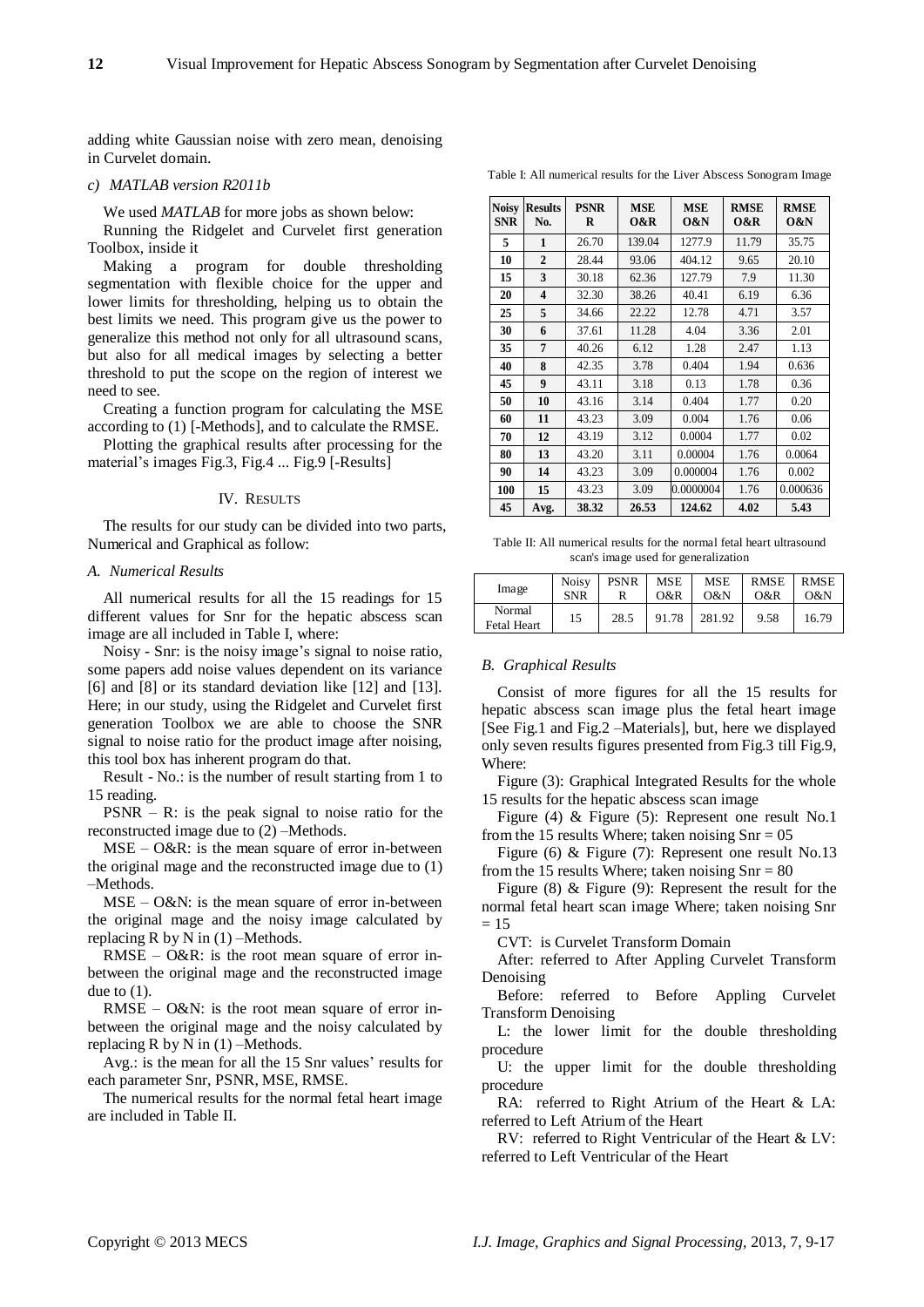adding white Gaussian noise with zero mean, denoising in Curvelet domain.

*c) MATLAB version R2011b*

We used *MATLAB* for more jobs as shown below:

Running the Ridgelet and Curvelet first generation Toolbox, inside it

Making a program for double thresholding segmentation with flexible choice for the upper and lower limits for thresholding, helping us to obtain the best limits we need. This program give us the power to generalize this method not only for all ultrasound scans, but also for all medical images by selecting a better threshold to put the scope on the region of interest we need to see.

Creating a function program for calculating the MSE according to (1) [-Methods], and to calculate the RMSE.

Plotting the graphical results after processing for the material's images Fig.3, Fig.4 ... Fig.9 [-Results]

## IV. RESULTS

The results for our study can be divided into two parts, Numerical and Graphical as follow:

### A. Numerical Results

All numerical results for all the 15 readings for 15 different values for Snr for the hepatic abscess scan image are all included in Table I, where:

Noisy - Snr: is the noisy image's signal to noise ratio, some papers add noise values dependent on its variance [6] and [8] or its standard deviation like [12] and [13]. Here; in our study, using the Ridgelet and Curvelet first generation Toolbox we are able to choose the SNR signal to noise ratio for the product image after noising, this tool box has inherent program do that.

Result - No.: is the number of result starting from 1 to 15 reading.

PSNR – R: is the peak signal to noise ratio for the reconstructed image due to (2) –Methods.

MSE – O&R: is the mean square of error in-between the original mage and the reconstructed image due to (1) –Methods.

MSE – O&N: is the mean square of error in-between the original mage and the noisy image calculated by replacing R by N in (1) –Methods.

RMSE – O&R: is the root mean square of error in-between the original mage and the reconstructed image due to (1).

RMSE – O&N: is the root mean square of error in-between the original mage and the noisy calculated by replacing R by N in (1) –Methods.

Avg.: is the mean for all the 15 Snr values' results for each parameter Snr, PSNR, MSE, RMSE.

The numerical results for the normal fetal heart image are included in Table II.

Table I: All numerical results for the Liver Abscess Sonogram Image

| Noisy SNR | Results No. | PSNR R | MSE O&R | MSE O&N | RMSE O&R | RMSE O&N |
|---|---|---|---|---|---|---|
| **5** | **1** | 26.70 | 139.04 | 1277.9 | 11.79 | 35.75 |
| **10** | **2** | 28.44 | 93.06 | 404.12 | 9.65 | 20.10 |
| **15** | **3** | 30.18 | 62.36 | 127.79 | 7.9 | 11.30 |
| **20** | **4** | 32.30 | 38.26 | 40.41 | 6.19 | 6.36 |
| **25** | **5** | 34.66 | 22.22 | 12.78 | 4.71 | 3.57 |
| **30** | **6** | 37.61 | 11.28 | 4.04 | 3.36 | 2.01 |
| **35** | **7** | 40.26 | 6.12 | 1.28 | 2.47 | 1.13 |
| **40** | **8** | 42.35 | 3.78 | 0.404 | 1.94 | 0.636 |
| **45** | **9** | 43.11 | 3.18 | 0.13 | 1.78 | 0.36 |
| **50** | **10** | 43.16 | 3.14 | 0.404 | 1.77 | 0.20 |
| **60** | **11** | 43.23 | 3.09 | 0.004 | 1.76 | 0.06 |
| **70** | **12** | 43.19 | 3.12 | 0.0004 | 1.77 | 0.02 |
| **80** | **13** | 43.20 | 3.11 | 0.00004 | 1.76 | 0.0064 |
| **90** | **14** | 43.23 | 3.09 | 0.000004 | 1.76 | 0.002 |
| **100** | **15** | 43.23 | 3.09 | 0.0000004 | 1.76 | 0.000636 |
| **45** | **Avg.** | **38.32** | **26.53** | **124.62** | **4.02** | **5.43** |

Table II: All numerical results for the normal fetal heart ultrasound scan's image used for generalization

| Image | Noisy SNR | PSNR R | MSE O&R | MSE O&N | RMSE O&R | RMSE O&N |
|---|---|---|---|---|---|---|
| Normal Fetal Heart | 15 | 28.5 | 91.78 | 281.92 | 9.58 | 16.79 |

### B. Graphical Results

Consist of more figures for all the 15 results for hepatic abscess scan image plus the fetal heart image [See Fig.1 and Fig.2 –Materials], but, here we displayed only seven results figures presented from Fig.3 till Fig.9, Where:

Figure (3): Graphical Integrated Results for the whole 15 results for the hepatic abscess scan image

Figure (4) & Figure (5): Represent one result No.1 from the 15 results Where; taken noising Snr = 05

Figure (6) & Figure (7): Represent one result No.13 from the 15 results Where; taken noising Snr = 80

Figure (8) & Figure (9): Represent the result for the normal fetal heart scan image Where; taken noising Snr = 15

CVT: is Curvelet Transform Domain

After: referred to After Appling Curvelet Transform Denoising

Before: referred to Before Appling Curvelet Transform Denoising

L: the lower limit for the double thresholding procedure

U: the upper limit for the double thresholding procedure

RA: referred to Right Atrium of the Heart & LA: referred to Left Atrium of the Heart

RV: referred to Right Ventricular of the Heart & LV: referred to Left Ventricular of the Heart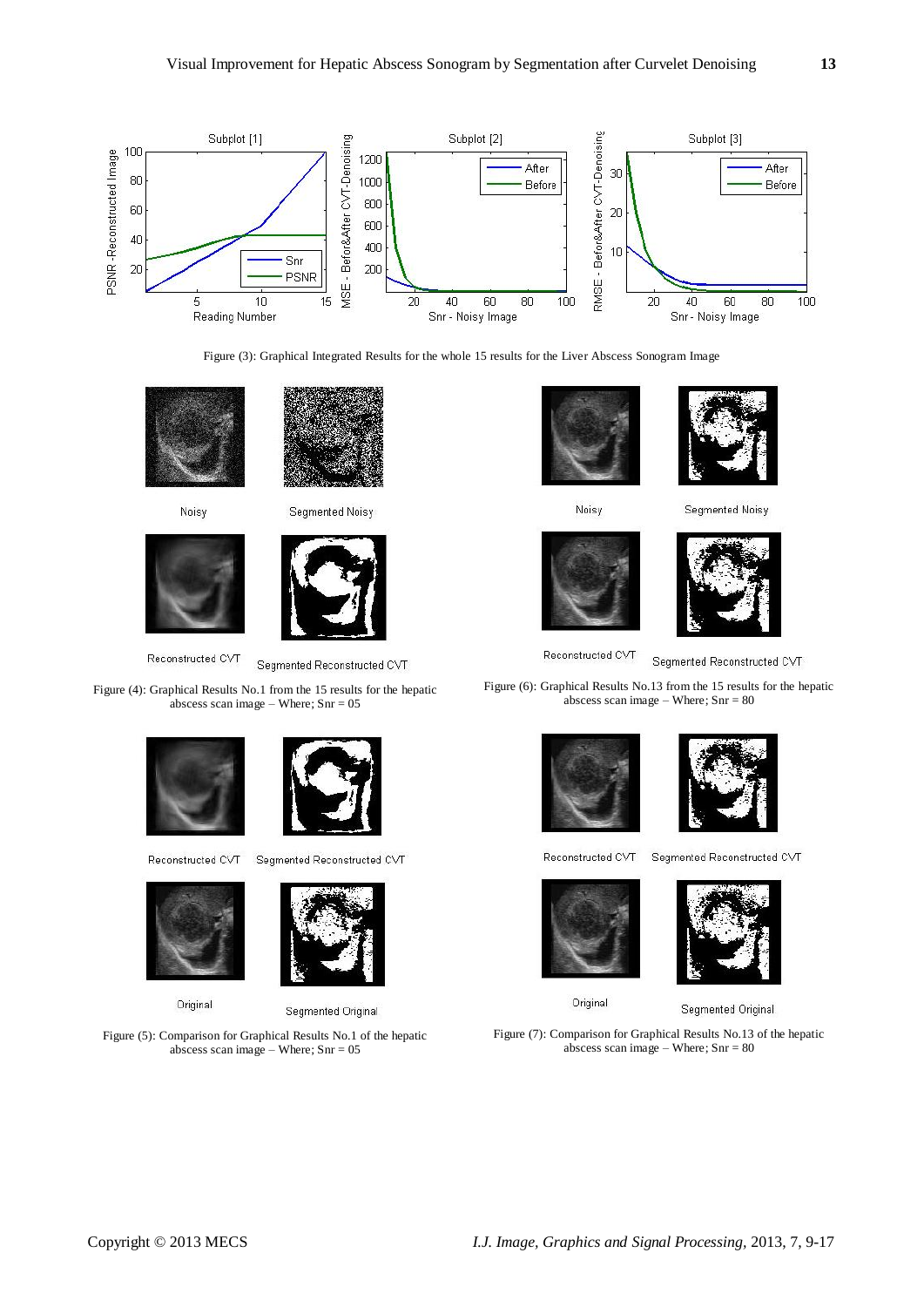Figure (3): Graphical Integrated Results for the whole 15 results for the Liver Abscess Sonogram Image

Figure (4): Graphical Results No.1 from the 15 results for the hepatic abscess scan image – Where; Snr = 05

Figure (5): Comparison for Graphical Results No.1 of the hepatic abscess scan image – Where; Snr = 05

Figure (6): Graphical Results No.13 from the 15 results for the hepatic abscess scan image – Where; Snr = 80

Figure (7): Comparison for Graphical Results No.13 of the hepatic abscess scan image – Where; Snr = 80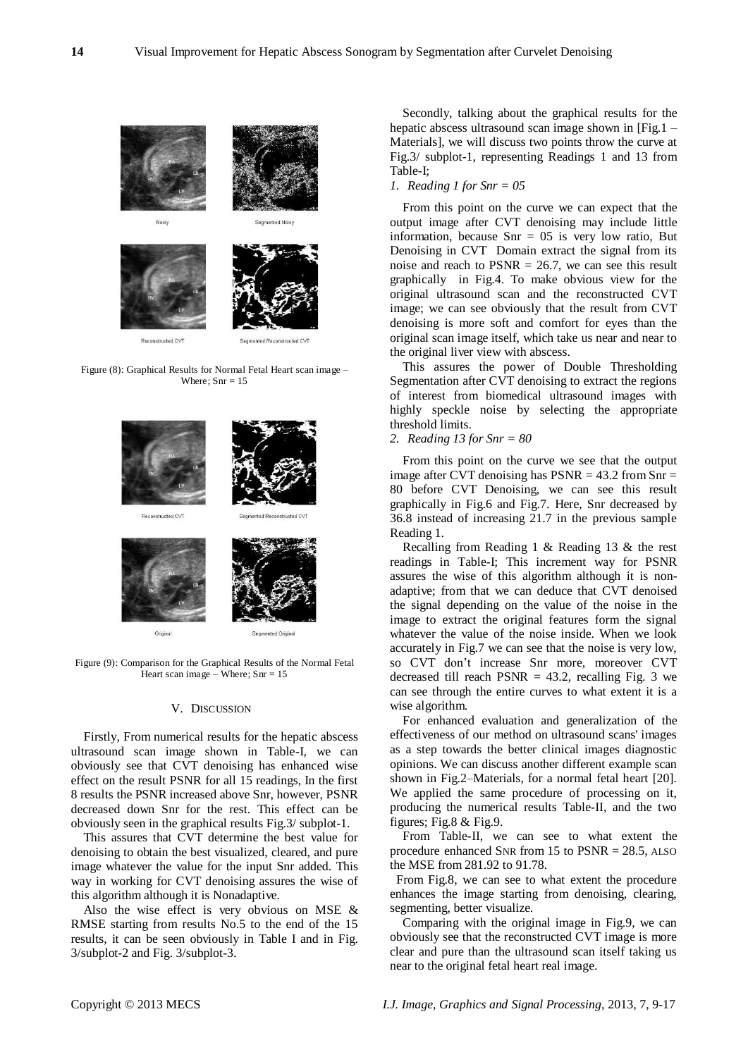Figure (8): Graphical Results for Normal Fetal Heart scan image – Where; Snr = 15

Figure (9): Comparison for the Graphical Results of the Normal Fetal Heart scan image – Where; Snr = 15

## V. DISCUSSION

Firstly, From numerical results for the hepatic abscess ultrasound scan image shown in Table-I, we can obviously see that CVT denoising has enhanced wise effect on the result PSNR for all 15 readings, In the first 8 results the PSNR increased above Snr, however, PSNR decreased down Snr for the rest. This effect can be obviously seen in the graphical results Fig.3/ subplot-1.

This assures that CVT determine the best value for denoising to obtain the best visualized, cleared, and pure image whatever the value for the input Snr added. This way in working for CVT denoising assures the wise of this algorithm although it is Nonadaptive.

Also the wise effect is very obvious on MSE & RMSE starting from results No.5 to the end of the 15 results, it can be seen obviously in Table I and in Fig. 3/subplot-2 and Fig. 3/subplot-3.

Secondly, talking about the graphical results for the hepatic abscess ultrasound scan image shown in [Fig.1 – Materials], we will discuss two points throw the curve at Fig.3/ subplot-1, representing Readings 1 and 13 from Table-I;

*1. Reading 1 for Snr = 05*

From this point on the curve we can expect that the output image after CVT denoising may include little information, because Snr = 05 is very low ratio, But Denoising in CVT Domain extract the signal from its noise and reach to PSNR = 26.7, we can see this result graphically in Fig.4. To make obvious view for the original ultrasound scan and the reconstructed CVT image; we can see obviously that the result from CVT denoising is more soft and comfort for eyes than the original scan image itself, which take us near and near to the original liver view with abscess.

This assures the power of Double Thresholding Segmentation after CVT denoising to extract the regions of interest from biomedical ultrasound images with highly speckle noise by selecting the appropriate threshold limits.

*2. Reading 13 for Snr = 80*

From this point on the curve we see that the output image after CVT denoising has PSNR = 43.2 from Snr = 80 before CVT Denoising, we can see this result graphically in Fig.6 and Fig.7. Here, Snr decreased by 36.8 instead of increasing 21.7 in the previous sample Reading 1.

Recalling from Reading 1 & Reading 13 & the rest readings in Table-I; This increment way for PSNR assures the wise of this algorithm although it is non-adaptive; from that we can deduce that CVT denoised the signal depending on the value of the noise in the image to extract the original features form the signal whatever the value of the noise inside. When we look accurately in Fig.7 we can see that the noise is very low, so CVT don't increase Snr more, moreover CVT decreased till reach PSNR = 43.2, recalling Fig. 3 we can see through the entire curves to what extent it is a wise algorithm.

For enhanced evaluation and generalization of the effectiveness of our method on ultrasound scans' images as a step towards the better clinical images diagnostic opinions. We can discuss another different example scan shown in Fig.2–Materials, for a normal fetal heart [20]. We applied the same procedure of processing on it, producing the numerical results Table-II, and the two figures; Fig.8 & Fig.9.

From Table-II, we can see to what extent the procedure enhanced SNR from 15 to PSNR = 28.5, ALSO the MSE from 281.92 to 91.78.

From Fig.8, we can see to what extent the procedure enhances the image starting from denoising, clearing, segmenting, better visualize.

Comparing with the original image in Fig.9, we can obviously see that the reconstructed CVT image is more clear and pure than the ultrasound scan itself taking us near to the original fetal heart real image.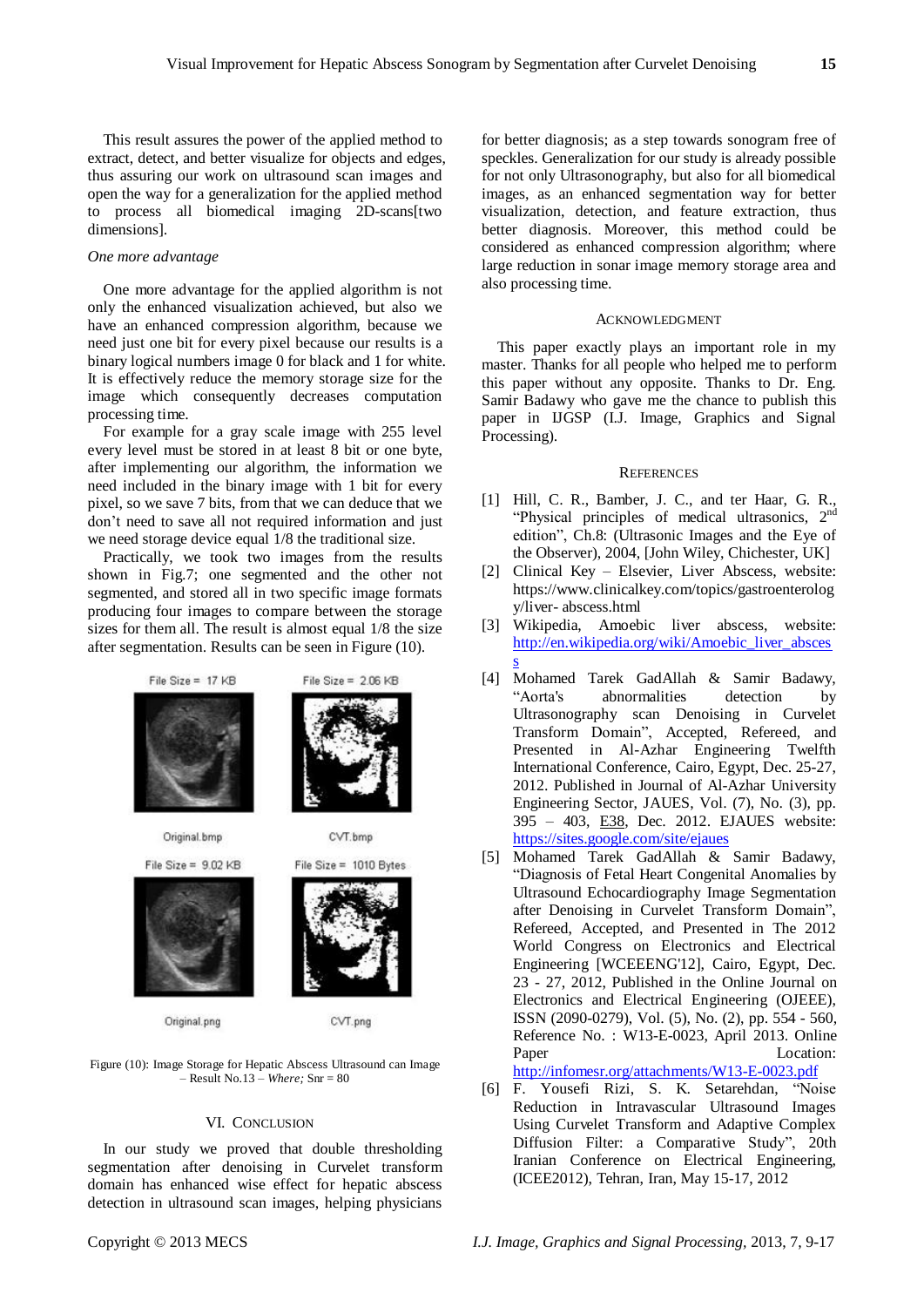This result assures the power of the applied method to extract, detect, and better visualize for objects and edges, thus assuring our work on ultrasound scan images and open the way for a generalization for the applied method to process all biomedical imaging 2D-scans[two dimensions].

*One more advantage*

One more advantage for the applied algorithm is not only the enhanced visualization achieved, but also we have an enhanced compression algorithm, because we need just one bit for every pixel because our results is a binary logical numbers image 0 for black and 1 for white. It is effectively reduce the memory storage size for the image which consequently decreases computation processing time.

For example for a gray scale image with 255 level every level must be stored in at least 8 bit or one byte, after implementing our algorithm, the information we need included in the binary image with 1 bit for every pixel, so we save 7 bits, from that we can deduce that we don't need to save all not required information and just we need storage device equal 1/8 the traditional size.

Practically, we took two images from the results shown in Fig.7; one segmented and the other not segmented, and stored all in two specific image formats producing four images to compare between the storage sizes for them all. The result is almost equal 1/8 the size after segmentation. Results can be seen in Figure (10).

File Size = 17 KB | File Size = 2.06 KB

Original.bmp | CVT.bmp

File Size = 9.02 KB | File Size = 1010 Bytes

Original.png | CVT.png

Figure (10): Image Storage for Hepatic Abscess Ultrasound can Image – Result No.13 – *Where;* Snr = 80

## VI. Conclusion

In our study we proved that double thresholding segmentation after denoising in Curvelet transform domain has enhanced wise effect for hepatic abscess detection in ultrasound scan images, helping physicians for better diagnosis; as a step towards sonogram free of speckles. Generalization for our study is already possible for not only Ultrasonography, but also for all biomedical images, as an enhanced segmentation way for better visualization, detection, and feature extraction, thus better diagnosis. Moreover, this method could be considered as enhanced compression algorithm; where large reduction in sonar image memory storage area and also processing time.

## Acknowledgment

This paper exactly plays an important role in my master. Thanks for all people who helped me to perform this paper without any opposite. Thanks to Dr. Eng. Samir Badawy who gave me the chance to publish this paper in IJGSP (I.J. Image, Graphics and Signal Processing).

## References

[1] Hill, C. R., Bamber, J. C., and ter Haar, G. R., "Physical principles of medical ultrasonics, 2nd edition", Ch.8: (Ultrasonic Images and the Eye of the Observer), 2004, [John Wiley, Chichester, UK]

[2] Clinical Key – Elsevier, Liver Abscess, website: https://www.clinicalkey.com/topics/gastroenterology/liver- abscess.html

[3] Wikipedia, Amoebic liver abscess, website: http://en.wikipedia.org/wiki/Amoebic_liver_abscess

[4] Mohamed Tarek GadAllah & Samir Badawy, "Aorta's abnormalities detection by Ultrasonography scan Denoising in Curvelet Transform Domain", Accepted, Refereed, and Presented in Al-Azhar Engineering Twelfth International Conference, Cairo, Egypt, Dec. 25-27, 2012. Published in Journal of Al-Azhar University Engineering Sector, JAUES, Vol. (7), No. (3), pp. 395 – 403, E38, Dec. 2012. EJAUES website: https://sites.google.com/site/ejaues

[5] Mohamed Tarek GadAllah & Samir Badawy, "Diagnosis of Fetal Heart Congenital Anomalies by Ultrasound Echocardiography Image Segmentation after Denoising in Curvelet Transform Domain", Refereed, Accepted, and Presented in The 2012 World Congress on Electronics and Electrical Engineering [WCEEENG'12], Cairo, Egypt, Dec. 23 - 27, 2012, Published in the Online Journal on Electronics and Electrical Engineering (OJEEE), ISSN (2090-0279), Vol. (5), No. (2), pp. 554 - 560, Reference No. : W13-E-0023, April 2013. Online Paper Location: http://infomesr.org/attachments/W13-E-0023.pdf

[6] F. Yousefi Rizi, S. K. Setarehdan, "Noise Reduction in Intravascular Ultrasound Images Using Curvelet Transform and Adaptive Complex Diffusion Filter: a Comparative Study", 20th Iranian Conference on Electrical Engineering, (ICEE2012), Tehran, Iran, May 15-17, 2012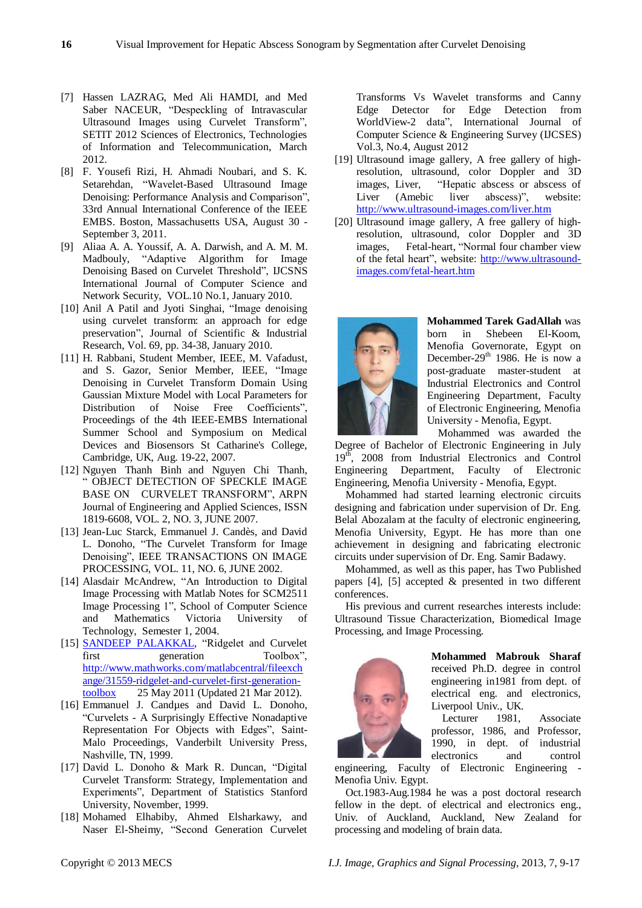[7] Hassen LAZRAG, Med Ali HAMDI, and Med Saber NACEUR, "Despeckling of Intravascular Ultrasound Images using Curvelet Transform", SETIT 2012 Sciences of Electronics, Technologies of Information and Telecommunication, March 2012.

[8] F. Yousefi Rizi, H. Ahmadi Noubari, and S. K. Setarehdan, "Wavelet-Based Ultrasound Image Denoising: Performance Analysis and Comparison", 33rd Annual International Conference of the IEEE EMBS. Boston, Massachusetts USA, August 30 - September 3, 2011.

[9] Aliaa A. A. Youssif, A. A. Darwish, and A. M. M. Madbouly, "Adaptive Algorithm for Image Denoising Based on Curvelet Threshold", IJCSNS International Journal of Computer Science and Network Security, VOL.10 No.1, January 2010.

[10] Anil A Patil and Jyoti Singhai, "Image denoising using curvelet transform: an approach for edge preservation", Journal of Scientific & Industrial Research, Vol. 69, pp. 34-38, January 2010.

[11] H. Rabbani, Student Member, IEEE, M. Vafadust, and S. Gazor, Senior Member, IEEE, "Image Denoising in Curvelet Transform Domain Using Gaussian Mixture Model with Local Parameters for Distribution of Noise Free Coefficients", Proceedings of the 4th IEEE-EMBS International Summer School and Symposium on Medical Devices and Biosensors St Catharine's College, Cambridge, UK, Aug. 19-22, 2007.

[12] Nguyen Thanh Binh and Nguyen Chi Thanh, " OBJECT DETECTION OF SPECKLE IMAGE BASE ON CURVELET TRANSFORM", ARPN Journal of Engineering and Applied Sciences, ISSN 1819-6608, VOL. 2, NO. 3, JUNE 2007.

[13] Jean-Luc Starck, Emmanuel J. Candès, and David L. Donoho, "The Curvelet Transform for Image Denoising", IEEE TRANSACTIONS ON IMAGE PROCESSING, VOL. 11, NO. 6, JUNE 2002.

[14] Alasdair McAndrew, "An Introduction to Digital Image Processing with Matlab Notes for SCM2511 Image Processing 1", School of Computer Science and Mathematics Victoria University of Technology, Semester 1, 2004.

[15] SANDEEP PALAKKAL, "Ridgelet and Curvelet first generation Toolbox", http://www.mathworks.com/matlabcentral/fileexchange/31559-ridgelet-and-curvelet-first-generation-toolbox 25 May 2011 (Updated 21 Mar 2012).

[16] Emmanuel J. Candµes and David L. Donoho, "Curvelets - A Surprisingly Effective Nonadaptive Representation For Objects with Edges", Saint-Malo Proceedings, Vanderbilt University Press, Nashville, TN, 1999.

[17] David L. Donoho & Mark R. Duncan, "Digital Curvelet Transform: Strategy, Implementation and Experiments", Department of Statistics Stanford University, November, 1999.

[18] Mohamed Elhabiby, Ahmed Elsharkawy, and Naser El-Sheimy, "Second Generation Curvelet Transforms Vs Wavelet transforms and Canny Edge Detector for Edge Detection from WorldView-2 data", International Journal of Computer Science & Engineering Survey (IJCSES) Vol.3, No.4, August 2012

[19] Ultrasound image gallery, A free gallery of high-resolution, ultrasound, color Doppler and 3D images, Liver, "Hepatic abscess or abscess of Liver (Amebic liver abscess)", website: http://www.ultrasound-images.com/liver.htm

[20] Ultrasound image gallery, A free gallery of high-resolution, ultrasound, color Doppler and 3D images, Fetal-heart, "Normal four chamber view of the fetal heart", website: http://www.ultrasound-images.com/fetal-heart.htm

**Mohammed Tarek GadAllah** was born in Shebeen El-Koom, Menofia Governorate, Egypt on December-29th 1986. He is now a post-graduate master-student at Industrial Electronics and Control Engineering Department, Faculty of Electronic Engineering, Menofia University - Menofia, Egypt.

Mohammed was awarded the Degree of Bachelor of Electronic Engineering in July 19th, 2008 from Industrial Electronics and Control Engineering Department, Faculty of Electronic Engineering, Menofia University - Menofia, Egypt.

Mohammed had started learning electronic circuits designing and fabrication under supervision of Dr. Eng. Belal Abozalam at the faculty of electronic engineering, Menofia University, Egypt. He has more than one achievement in designing and fabricating electronic circuits under supervision of Dr. Eng. Samir Badawy.

Mohammed, as well as this paper, has Two Published papers [4], [5] accepted & presented in two different conferences.

His previous and current researches interests include: Ultrasound Tissue Characterization, Biomedical Image Processing, and Image Processing.

**Mohammed Mabrouk Sharaf** received Ph.D. degree in control engineering in1981 from dept. of electrical eng. and electronics, Liverpool Univ., UK.

Lecturer 1981, Associate professor, 1986, and Professor, 1990, in dept. of industrial electronics and control engineering, Faculty of Electronic Engineering - Menofia Univ. Egypt.

Oct.1983-Aug.1984 he was a post doctoral research fellow in the dept. of electrical and electronics eng., Univ. of Auckland, Auckland, New Zealand for processing and modeling of brain data.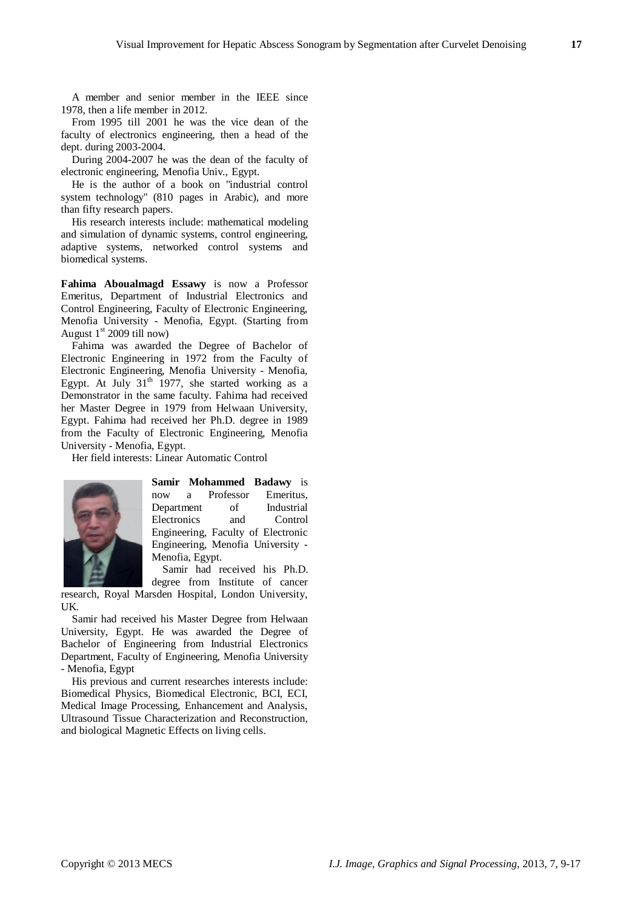A member and senior member in the IEEE since 1978, then a life member in 2012.

From 1995 till 2001 he was the vice dean of the faculty of electronics engineering, then a head of the dept. during 2003-2004.

During 2004-2007 he was the dean of the faculty of electronic engineering, Menofia Univ., Egypt.

He is the author of a book on "industrial control system technology" (810 pages in Arabic), and more than fifty research papers.

His research interests include: mathematical modeling and simulation of dynamic systems, control engineering, adaptive systems, networked control systems and biomedical systems.

**Fahima Aboualmagd Essawy** is now a Professor Emeritus, Department of Industrial Electronics and Control Engineering, Faculty of Electronic Engineering, Menofia University - Menofia, Egypt. (Starting from August 1st 2009 till now)

Fahima was awarded the Degree of Bachelor of Electronic Engineering in 1972 from the Faculty of Electronic Engineering, Menofia University - Menofia, Egypt. At July 31th 1977, she started working as a Demonstrator in the same faculty. Fahima had received her Master Degree in 1979 from Helwaan University, Egypt. Fahima had received her Ph.D. degree in 1989 from the Faculty of Electronic Engineering, Menofia University - Menofia, Egypt.

Her field interests: Linear Automatic Control

**Samir Mohammed Badawy** is now a Professor Emeritus, Department of Industrial Electronics and Control Engineering, Faculty of Electronic Engineering, Menofia University - Menofia, Egypt.

Samir had received his Ph.D. degree from Institute of cancer research, Royal Marsden Hospital, London University, UK.

Samir had received his Master Degree from Helwaan University, Egypt. He was awarded the Degree of Bachelor of Engineering from Industrial Electronics Department, Faculty of Engineering, Menofia University - Menofia, Egypt

His previous and current researches interests include: Biomedical Physics, Biomedical Electronic, BCI, ECI, Medical Image Processing, Enhancement and Analysis, Ultrasound Tissue Characterization and Reconstruction, and biological Magnetic Effects on living cells.